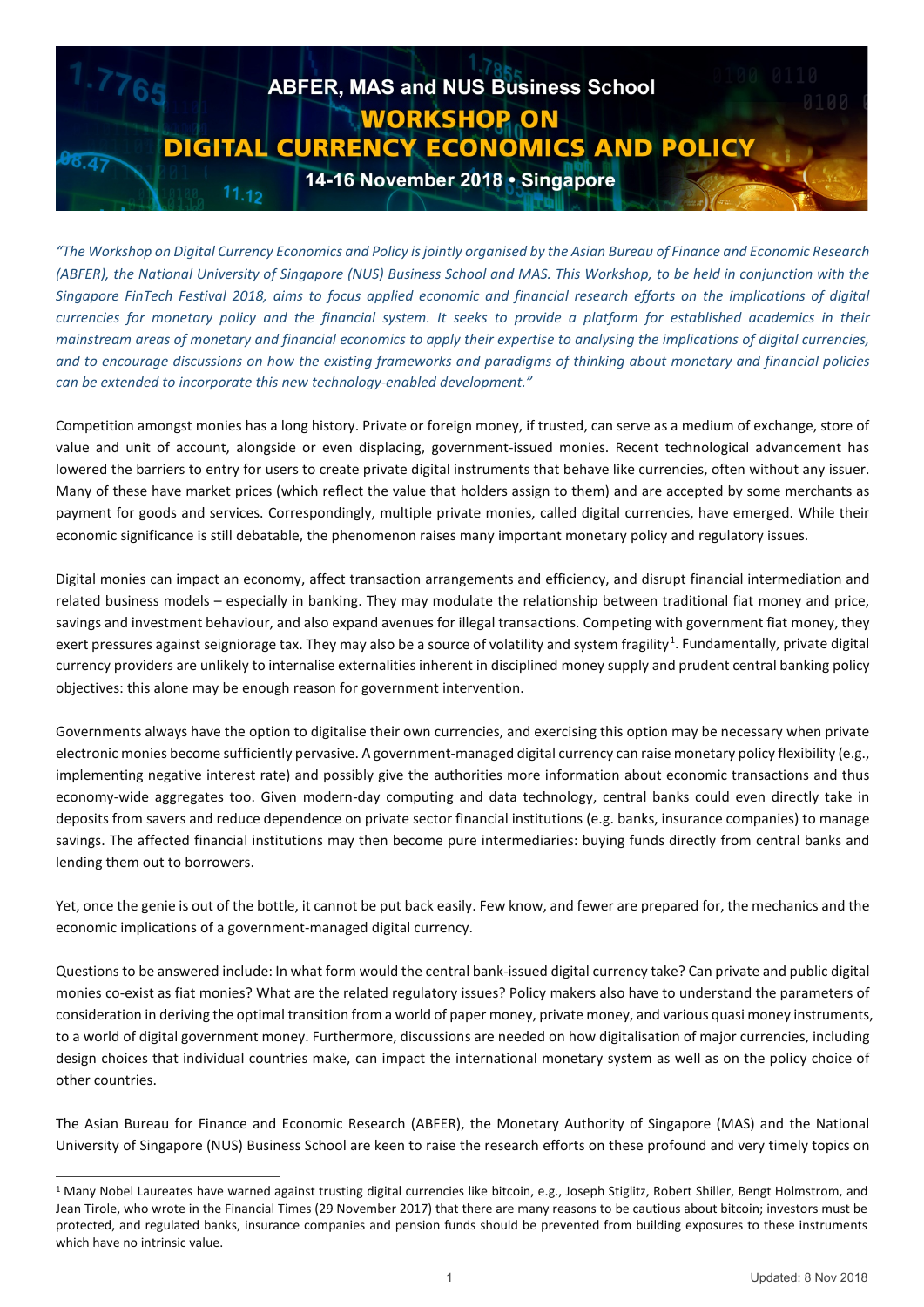# ABFER, MAS and NUS Business School

# WORKSHOP ON DIGITAL CURRENCY ECONOMICS AND POLICY

## 14-16 November 2018 • Singapore

*"The Workshop on Digital Currency Economics and Policy is jointly organised by the Asian Bureau of Finance and Economic Research (ABFER), the National University of Singapore (NUS) Business School and MAS. This Workshop, to be held in conjunction with the Singapore FinTech Festival 2018, aims to focus applied economic and financial research efforts on the implications of digital currencies for monetary policy and the financial system. It seeks to provide a platform for established academics in their mainstream areas of monetary and financial economics to apply their expertise to analysing the implications of digital currencies, and to encourage discussions on how the existing frameworks and paradigms of thinking about monetary and financial policies can be extended to incorporate this new technology-enabled development."*

Competition amongst monies has a long history. Private or foreign money, if trusted, can serve as a medium of exchange, store of value and unit of account, alongside or even displacing, government-issued monies. Recent technological advancement has lowered the barriers to entry for users to create private digital instruments that behave like currencies, often without any issuer. Many of these have market prices (which reflect the value that holders assign to them) and are accepted by some merchants as payment for goods and services. Correspondingly, multiple private monies, called digital currencies, have emerged. While their economic significance is still debatable, the phenomenon raises many important monetary policy and regulatory issues.

Digital monies can impact an economy, affect transaction arrangements and efficiency, and disrupt financial intermediation and related business models – especially in banking. They may modulate the relationship between traditional fiat money and price, savings and investment behaviour, and also expand avenues for illegal transactions. Competing with government fiat money, they exert pressures against seigniorage tax. They may also be a source of volatility and system fragility[1]. Fundamentally, private digital currency providers are unlikely to internalise externalities inherent in disciplined money supply and prudent central banking policy objectives: this alone may be enough reason for government intervention.

Governments always have the option to digitalise their own currencies, and exercising this option may be necessary when private electronic monies become sufficiently pervasive. A government-managed digital currency can raise monetary policy flexibility (e.g., implementing negative interest rate) and possibly give the authorities more information about economic transactions and thus economy-wide aggregates too. Given modern-day computing and data technology, central banks could even directly take in deposits from savers and reduce dependence on private sector financial institutions (e.g. banks, insurance companies) to manage savings. The affected financial institutions may then become pure intermediaries: buying funds directly from central banks and lending them out to borrowers.

Yet, once the genie is out of the bottle, it cannot be put back easily. Few know, and fewer are prepared for, the mechanics and the economic implications of a government-managed digital currency.

Questions to be answered include: In what form would the central bank-issued digital currency take? Can private and public digital monies co-exist as fiat monies? What are the related regulatory issues? Policy makers also have to understand the parameters of consideration in deriving the optimal transition from a world of paper money, private money, and various quasi money instruments, to a world of digital government money. Furthermore, discussions are needed on how digitalisation of major currencies, including design choices that individual countries make, can impact the international monetary system as well as on the policy choice of other countries.

The Asian Bureau for Finance and Economic Research (ABFER), the Monetary Authority of Singapore (MAS) and the National University of Singapore (NUS) Business School are keen to raise the research efforts on these profound and very timely topics on

---

[1] Many Nobel Laureates have warned against trusting digital currencies like bitcoin, e.g., Joseph Stiglitz, Robert Shiller, Bengt Holmstrom, and Jean Tirole, who wrote in the Financial Times (29 November 2017) that there are many reasons to be cautious about bitcoin; investors must be protected, and regulated banks, insurance companies and pension funds should be prevented from building exposures to these instruments which have no intrinsic value.

Updated: 8 Nov 2018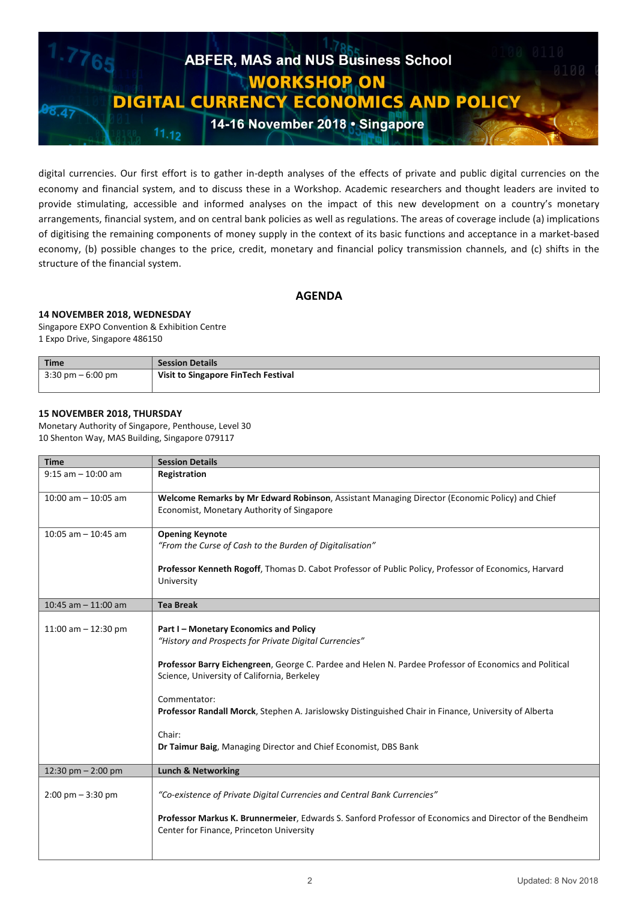digital currencies. Our first effort is to gather in-depth analyses of the effects of private and public digital currencies on the economy and financial system, and to discuss these in a Workshop. Academic researchers and thought leaders are invited to provide stimulating, accessible and informed analyses on the impact of this new development on a country's monetary arrangements, financial system, and on central bank policies as well as regulations. The areas of coverage include (a) implications of digitising the remaining components of money supply in the context of its basic functions and acceptance in a market-based economy, (b) possible changes to the price, credit, monetary and financial policy transmission channels, and (c) shifts in the structure of the financial system.

## AGENDA

**14 NOVEMBER 2018, WEDNESDAY**
Singapore EXPO Convention & Exhibition Centre
1 Expo Drive, Singapore 486150

| Time | Session Details |
|---|---|
| 3:30 pm – 6:00 pm | **Visit to Singapore FinTech Festival** |

**15 NOVEMBER 2018, THURSDAY**
Monetary Authority of Singapore, Penthouse, Level 30
10 Shenton Way, MAS Building, Singapore 079117

| Time | Session Details |
|---|---|
| 9:15 am – 10:00 am | **Registration** |
| 10:00 am – 10:05 am | **Welcome Remarks by Mr Edward Robinson**, Assistant Managing Director (Economic Policy) and Chief Economist, Monetary Authority of Singapore |
| 10:05 am – 10:45 am | **Opening Keynote**<br>*"From the Curse of Cash to the Burden of Digitalisation"*<br><br>**Professor Kenneth Rogoff**, Thomas D. Cabot Professor of Public Policy, Professor of Economics, Harvard University |
| 10:45 am – 11:00 am | **Tea Break** |
| 11:00 am – 12:30 pm | **Part I – Monetary Economics and Policy**<br>*"History and Prospects for Private Digital Currencies"*<br><br>**Professor Barry Eichengreen**, George C. Pardee and Helen N. Pardee Professor of Economics and Political Science, University of California, Berkeley<br><br>Commentator:<br>**Professor Randall Morck**, Stephen A. Jarislowsky Distinguished Chair in Finance, University of Alberta<br><br>Chair:<br>**Dr Taimur Baig**, Managing Director and Chief Economist, DBS Bank |
| 12:30 pm – 2:00 pm | **Lunch & Networking** |
| 2:00 pm – 3:30 pm | *"Co-existence of Private Digital Currencies and Central Bank Currencies"*<br><br>**Professor Markus K. Brunnermeier**, Edwards S. Sanford Professor of Economics and Director of the Bendheim Center for Finance, Princeton University |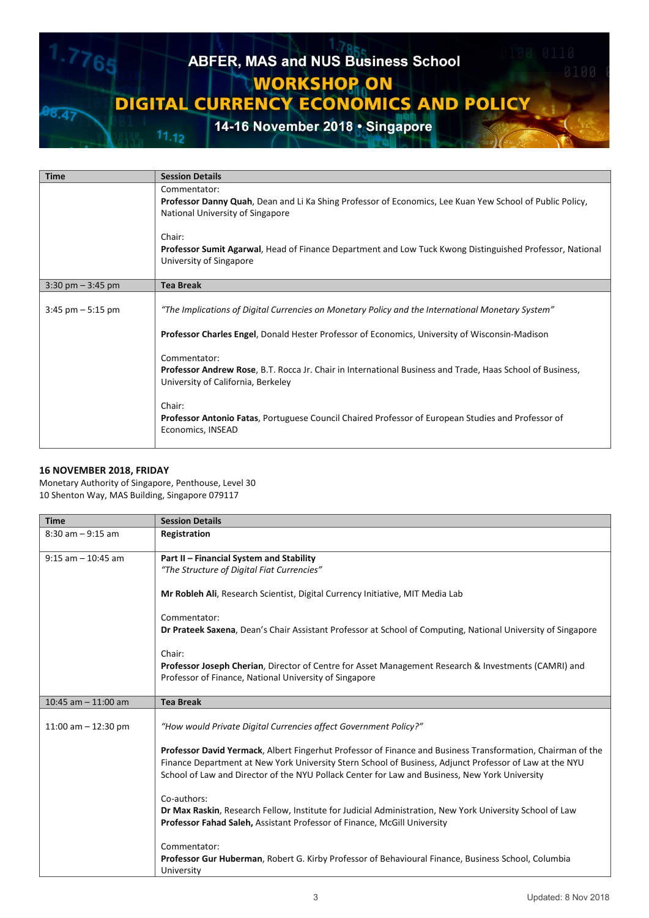# ABFER, MAS and NUS Business School

## WORKSHOP ON DIGITAL CURRENCY ECONOMICS AND POLICY

**14-16 November 2018 • Singapore**

| Time | Session Details |
|---|---|
| | Commentator:<br>**Professor Danny Quah**, Dean and Li Ka Shing Professor of Economics, Lee Kuan Yew School of Public Policy, National University of Singapore<br><br>Chair:<br>**Professor Sumit Agarwal**, Head of Finance Department and Low Tuck Kwong Distinguished Professor, National University of Singapore |
| 3:30 pm – 3:45 pm | **Tea Break** |
| 3:45 pm – 5:15 pm | *"The Implications of Digital Currencies on Monetary Policy and the International Monetary System"*<br><br>**Professor Charles Engel**, Donald Hester Professor of Economics, University of Wisconsin-Madison<br><br>Commentator:<br>**Professor Andrew Rose**, B.T. Rocca Jr. Chair in International Business and Trade, Haas School of Business, University of California, Berkeley<br><br>Chair:<br>**Professor Antonio Fatas**, Portuguese Council Chaired Professor of European Studies and Professor of Economics, INSEAD |

**16 NOVEMBER 2018, FRIDAY**
Monetary Authority of Singapore, Penthouse, Level 30
10 Shenton Way, MAS Building, Singapore 079117

| Time | Session Details |
|---|---|
| 8:30 am – 9:15 am | **Registration** |
| 9:15 am – 10:45 am | **Part II – Financial System and Stability**<br>*"The Structure of Digital Fiat Currencies"*<br><br>**Mr Robleh Ali**, Research Scientist, Digital Currency Initiative, MIT Media Lab<br><br>Commentator:<br>**Dr Prateek Saxena**, Dean's Chair Assistant Professor at School of Computing, National University of Singapore<br><br>Chair:<br>**Professor Joseph Cherian**, Director of Centre for Asset Management Research & Investments (CAMRI) and Professor of Finance, National University of Singapore |
| 10:45 am – 11:00 am | **Tea Break** |
| 11:00 am – 12:30 pm | *"How would Private Digital Currencies affect Government Policy?"*<br><br>**Professor David Yermack**, Albert Fingerhut Professor of Finance and Business Transformation, Chairman of the Finance Department at New York University Stern School of Business, Adjunct Professor of Law at the NYU School of Law and Director of the NYU Pollack Center for Law and Business, New York University<br><br>Co-authors:<br>**Dr Max Raskin**, Research Fellow, Institute for Judicial Administration, New York University School of Law<br>**Professor Fahad Saleh,** Assistant Professor of Finance, McGill University<br><br>Commentator:<br>**Professor Gur Huberman**, Robert G. Kirby Professor of Behavioural Finance, Business School, Columbia University |

Updated: 8 Nov 2018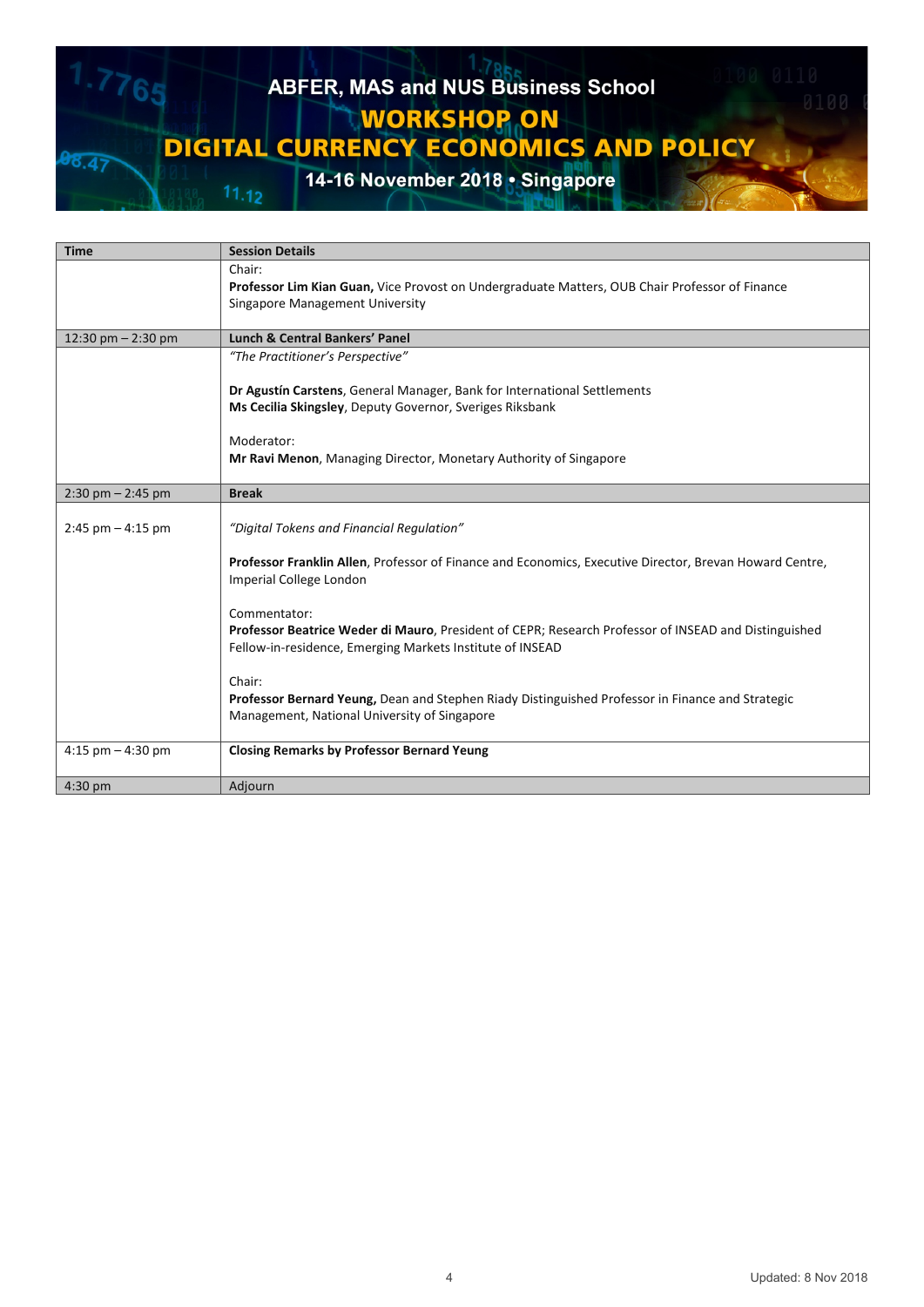ABFER, MAS and NUS Business School

**WORKSHOP ON**

**DIGITAL CURRENCY ECONOMICS AND POLICY**

**14-16 November 2018 • Singapore**

| Time | Session Details |
|---|---|
| | Chair:<br>**Professor Lim Kian Guan,** Vice Provost on Undergraduate Matters, OUB Chair Professor of Finance Singapore Management University |
| 12:30 pm – 2:30 pm | **Lunch & Central Bankers' Panel** |
| | *"The Practitioner's Perspective"*<br><br>**Dr Agustín Carstens**, General Manager, Bank for International Settlements<br>**Ms Cecilia Skingsley**, Deputy Governor, Sveriges Riksbank<br><br>Moderator:<br>**Mr Ravi Menon**, Managing Director, Monetary Authority of Singapore |
| 2:30 pm – 2:45 pm | **Break** |
| 2:45 pm – 4:15 pm | *"Digital Tokens and Financial Regulation"*<br><br>**Professor Franklin Allen**, Professor of Finance and Economics, Executive Director, Brevan Howard Centre, Imperial College London<br><br>Commentator:<br>**Professor Beatrice Weder di Mauro**, President of CEPR; Research Professor of INSEAD and Distinguished Fellow-in-residence, Emerging Markets Institute of INSEAD<br><br>Chair:<br>**Professor Bernard Yeung,** Dean and Stephen Riady Distinguished Professor in Finance and Strategic Management, National University of Singapore |
| 4:15 pm – 4:30 pm | **Closing Remarks by Professor Bernard Yeung** |
| 4:30 pm | Adjourn |

Updated: 8 Nov 2018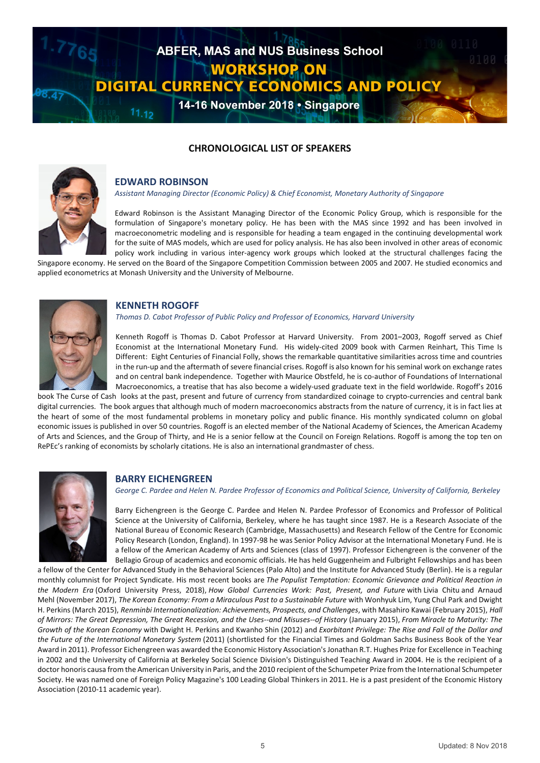# ABFER, MAS and NUS Business School
# WORKSHOP ON DIGITAL CURRENCY ECONOMICS AND POLICY
## 14-16 November 2018 • Singapore

### CHRONOLOGICAL LIST OF SPEAKERS

#### EDWARD ROBINSON

*Assistant Managing Director (Economic Policy) & Chief Economist, Monetary Authority of Singapore*

Edward Robinson is the Assistant Managing Director of the Economic Policy Group, which is responsible for the formulation of Singapore's monetary policy. He has been with the MAS since 1992 and has been involved in macroeconometric modeling and is responsible for heading a team engaged in the continuing developmental work for the suite of MAS models, which are used for policy analysis. He has also been involved in other areas of economic policy work including in various inter-agency work groups which looked at the structural challenges facing the Singapore economy. He served on the Board of the Singapore Competition Commission between 2005 and 2007. He studied economics and applied econometrics at Monash University and the University of Melbourne.

#### KENNETH ROGOFF

*Thomas D. Cabot Professor of Public Policy and Professor of Economics, Harvard University*

Kenneth Rogoff is Thomas D. Cabot Professor at Harvard University. From 2001–2003, Rogoff served as Chief Economist at the International Monetary Fund. His widely-cited 2009 book with Carmen Reinhart, This Time Is Different: Eight Centuries of Financial Folly, shows the remarkable quantitative similarities across time and countries in the run-up and the aftermath of severe financial crises. Rogoff is also known for his seminal work on exchange rates and on central bank independence. Together with Maurice Obstfeld, he is co-author of Foundations of International Macroeconomics, a treatise that has also become a widely-used graduate text in the field worldwide. Rogoff's 2016 book The Curse of Cash looks at the past, present and future of currency from standardized coinage to crypto-currencies and central bank digital currencies. The book argues that although much of modern macroeconomics abstracts from the nature of currency, it is in fact lies at the heart of some of the most fundamental problems in monetary policy and public finance. His monthly syndicated column on global economic issues is published in over 50 countries. Rogoff is an elected member of the National Academy of Sciences, the American Academy of Arts and Sciences, and the Group of Thirty, and He is a senior fellow at the Council on Foreign Relations. Rogoff is among the top ten on RePEc's ranking of economists by scholarly citations. He is also an international grandmaster of chess.

#### BARRY EICHENGREEN

*George C. Pardee and Helen N. Pardee Professor of Economics and Political Science, University of California, Berkeley*

Barry Eichengreen is the George C. Pardee and Helen N. Pardee Professor of Economics and Professor of Political Science at the University of California, Berkeley, where he has taught since 1987. He is a Research Associate of the National Bureau of Economic Research (Cambridge, Massachusetts) and Research Fellow of the Centre for Economic Policy Research (London, England). In 1997-98 he was Senior Policy Advisor at the International Monetary Fund. He is a fellow of the American Academy of Arts and Sciences (class of 1997). Professor Eichengreen is the convener of the Bellagio Group of academics and economic officials. He has held Guggenheim and Fulbright Fellowships and has been a fellow of the Center for Advanced Study in the Behavioral Sciences (Palo Alto) and the Institute for Advanced Study (Berlin). He is a regular monthly columnist for Project Syndicate. His most recent books are *The Populist Temptation: Economic Grievance and Political Reaction in the Modern Era* (Oxford University Press, 2018), *How Global Currencies Work: Past, Present, and Future* with Livia Chitu and Arnaud Mehl (November 2017), *The Korean Economy: From a Miraculous Past to a Sustainable Future* with Wonhyuk Lim, Yung Chul Park and Dwight H. Perkins (March 2015), *Renminbi Internationalization: Achievements, Prospects, and Challenges*, with Masahiro Kawai (February 2015), *Hall of Mirrors: The Great Depression, The Great Recession, and the Uses--and Misuses--of History* (January 2015), *From Miracle to Maturity: The Growth of the Korean Economy* with Dwight H. Perkins and Kwanho Shin (2012) and *Exorbitant Privilege: The Rise and Fall of the Dollar and the Future of the International Monetary System* (2011) (shortlisted for the Financial Times and Goldman Sachs Business Book of the Year Award in 2011). Professor Eichengreen was awarded the Economic History Association's Jonathan R.T. Hughes Prize for Excellence in Teaching in 2002 and the University of California at Berkeley Social Science Division's Distinguished Teaching Award in 2004. He is the recipient of a doctor honoris causa from the American University in Paris, and the 2010 recipient of the Schumpeter Prize from the International Schumpeter Society. He was named one of Foreign Policy Magazine's 100 Leading Global Thinkers in 2011. He is a past president of the Economic History Association (2010-11 academic year).

Updated: 8 Nov 2018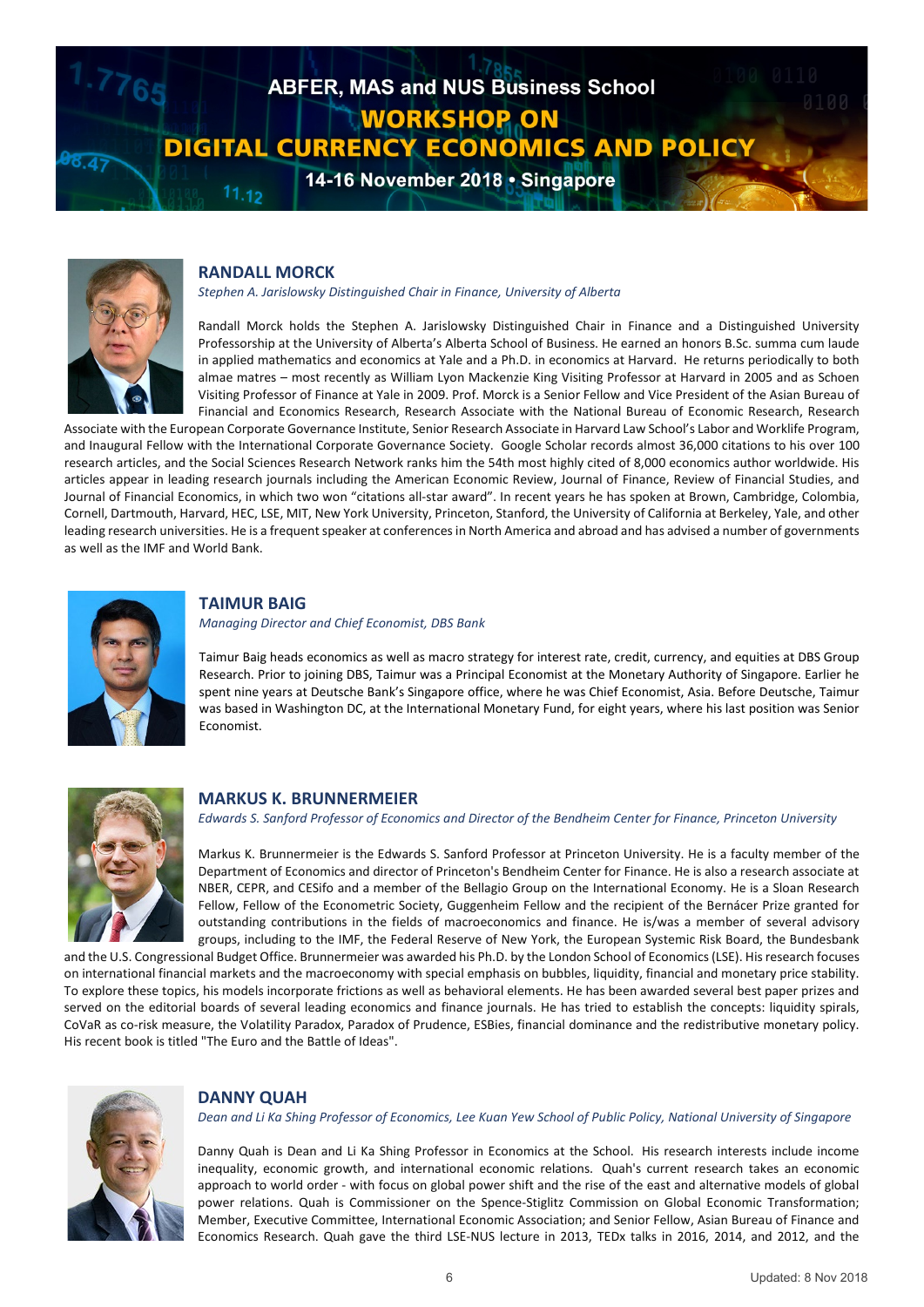## RANDALL MORCK

*Stephen A. Jarislowsky Distinguished Chair in Finance, University of Alberta*

Randall Morck holds the Stephen A. Jarislowsky Distinguished Chair in Finance and a Distinguished University Professorship at the University of Alberta's Alberta School of Business. He earned an honors B.Sc. summa cum laude in applied mathematics and economics at Yale and a Ph.D. in economics at Harvard. He returns periodically to both almae matres – most recently as William Lyon Mackenzie King Visiting Professor at Harvard in 2005 and as Schoen Visiting Professor of Finance at Yale in 2009. Prof. Morck is a Senior Fellow and Vice President of the Asian Bureau of Financial and Economics Research, Research Associate with the National Bureau of Economic Research, Research Associate with the European Corporate Governance Institute, Senior Research Associate in Harvard Law School's Labor and Worklife Program, and Inaugural Fellow with the International Corporate Governance Society. Google Scholar records almost 36,000 citations to his over 100 research articles, and the Social Sciences Research Network ranks him the 54th most highly cited of 8,000 economics author worldwide. His articles appear in leading research journals including the American Economic Review, Journal of Finance, Review of Financial Studies, and Journal of Financial Economics, in which two won "citations all-star award". In recent years he has spoken at Brown, Cambridge, Colombia, Cornell, Dartmouth, Harvard, HEC, LSE, MIT, New York University, Princeton, Stanford, the University of California at Berkeley, Yale, and other leading research universities. He is a frequent speaker at conferences in North America and abroad and has advised a number of governments as well as the IMF and World Bank.

## TAIMUR BAIG

*Managing Director and Chief Economist, DBS Bank*

Taimur Baig heads economics as well as macro strategy for interest rate, credit, currency, and equities at DBS Group Research. Prior to joining DBS, Taimur was a Principal Economist at the Monetary Authority of Singapore. Earlier he spent nine years at Deutsche Bank's Singapore office, where he was Chief Economist, Asia. Before Deutsche, Taimur was based in Washington DC, at the International Monetary Fund, for eight years, where his last position was Senior Economist.

## MARKUS K. BRUNNERMEIER

*Edwards S. Sanford Professor of Economics and Director of the Bendheim Center for Finance, Princeton University*

Markus K. Brunnermeier is the Edwards S. Sanford Professor at Princeton University. He is a faculty member of the Department of Economics and director of Princeton's Bendheim Center for Finance. He is also a research associate at NBER, CEPR, and CESifo and a member of the Bellagio Group on the International Economy. He is a Sloan Research Fellow, Fellow of the Econometric Society, Guggenheim Fellow and the recipient of the Bernácer Prize granted for outstanding contributions in the fields of macroeconomics and finance. He is/was a member of several advisory groups, including to the IMF, the Federal Reserve of New York, the European Systemic Risk Board, the Bundesbank and the U.S. Congressional Budget Office. Brunnermeier was awarded his Ph.D. by the London School of Economics (LSE). His research focuses on international financial markets and the macroeconomy with special emphasis on bubbles, liquidity, financial and monetary price stability. To explore these topics, his models incorporate frictions as well as behavioral elements. He has been awarded several best paper prizes and served on the editorial boards of several leading economics and finance journals. He has tried to establish the concepts: liquidity spirals, CoVaR as co-risk measure, the Volatility Paradox, Paradox of Prudence, ESBies, financial dominance and the redistributive monetary policy. His recent book is titled "The Euro and the Battle of Ideas".

## DANNY QUAH

*Dean and Li Ka Shing Professor of Economics, Lee Kuan Yew School of Public Policy, National University of Singapore*

Danny Quah is Dean and Li Ka Shing Professor in Economics at the School. His research interests include income inequality, economic growth, and international economic relations. Quah's current research takes an economic approach to world order - with focus on global power shift and the rise of the east and alternative models of global power relations. Quah is Commissioner on the Spence-Stiglitz Commission on Global Economic Transformation; Member, Executive Committee, International Economic Association; and Senior Fellow, Asian Bureau of Finance and Economics Research. Quah gave the third LSE-NUS lecture in 2013, TEDx talks in 2016, 2014, and 2012, and the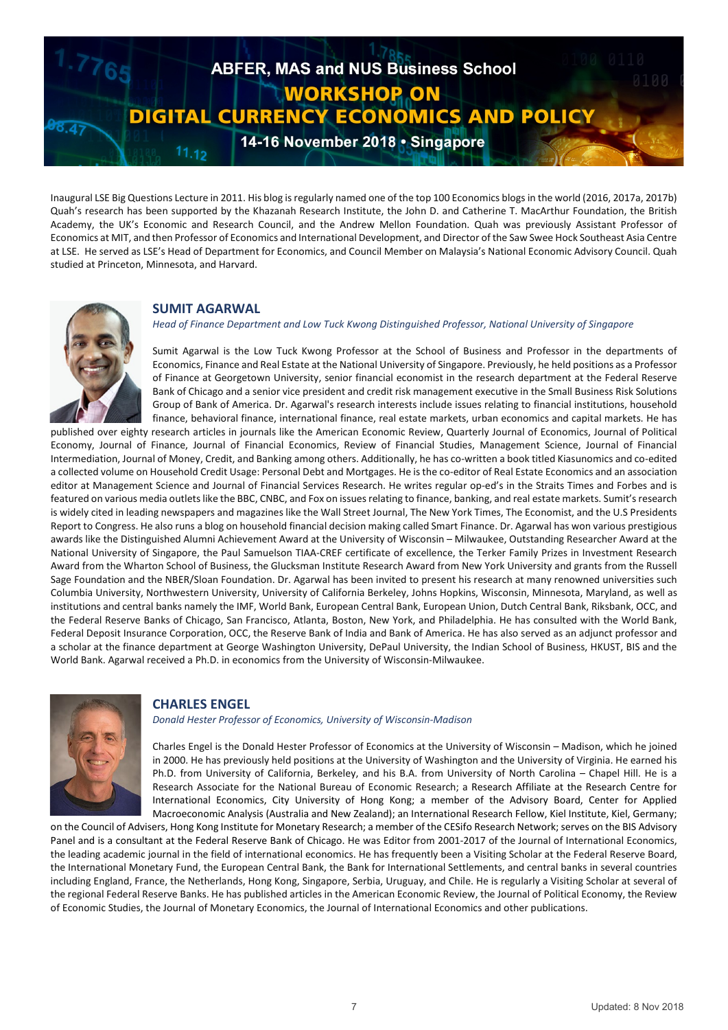Inaugural LSE Big Questions Lecture in 2011. His blog is regularly named one of the top 100 Economics blogs in the world (2016, 2017a, 2017b) Quah's research has been supported by the Khazanah Research Institute, the John D. and Catherine T. MacArthur Foundation, the British Academy, the UK's Economic and Research Council, and the Andrew Mellon Foundation. Quah was previously Assistant Professor of Economics at MIT, and then Professor of Economics and International Development, and Director of the Saw Swee Hock Southeast Asia Centre at LSE. He served as LSE's Head of Department for Economics, and Council Member on Malaysia's National Economic Advisory Council. Quah studied at Princeton, Minnesota, and Harvard.

## SUMIT AGARWAL

*Head of Finance Department and Low Tuck Kwong Distinguished Professor, National University of Singapore*

Sumit Agarwal is the Low Tuck Kwong Professor at the School of Business and Professor in the departments of Economics, Finance and Real Estate at the National University of Singapore. Previously, he held positions as a Professor of Finance at Georgetown University, senior financial economist in the research department at the Federal Reserve Bank of Chicago and a senior vice president and credit risk management executive in the Small Business Risk Solutions Group of Bank of America. Dr. Agarwal's research interests include issues relating to financial institutions, household finance, behavioral finance, international finance, real estate markets, urban economics and capital markets. He has published over eighty research articles in journals like the American Economic Review, Quarterly Journal of Economics, Journal of Political Economy, Journal of Finance, Journal of Financial Economics, Review of Financial Studies, Journal of Financial Intermediation, Journal of Money, Credit, and Banking among others. Additionally, he has co-written a book titled Kiasunomics and co-edited a collected volume on Household Credit Usage: Personal Debt and Mortgages. He is the co-editor of Real Estate Economics and an association editor at Management Science and Journal of Financial Services Research. He writes regular op-ed's in the Straits Times and Forbes and is featured on various media outlets like the BBC, CNBC, and Fox on issues relating to finance, banking, and real estate markets. Sumit's research is widely cited in leading newspapers and magazines like the Wall Street Journal, The New York Times, The Economist, and the U.S Presidents Report to Congress. He also runs a blog on household financial decision making called Smart Finance. Dr. Agarwal has won various prestigious awards like the Distinguished Alumni Achievement Award at the University of Wisconsin – Milwaukee, Outstanding Researcher Award at the National University of Singapore, the Paul Samuelson TIAA-CREF certificate of excellence, the Terker Family Prizes in Investment Research Award from the Wharton School of Business, the Glucksman Institute Research Award from New York University and grants from the Russell Sage Foundation and the NBER/Sloan Foundation. Dr. Agarwal has been invited to present his research at many renowned universities such Columbia University, Northwestern University, University of California Berkeley, Johns Hopkins, Wisconsin, Minnesota, Maryland, as well as institutions and central banks namely the IMF, World Bank, European Central Bank, European Union, Dutch Central Bank, Riksbank, OCC, and the Federal Reserve Banks of Chicago, San Francisco, Atlanta, Boston, New York, and Philadelphia. He has consulted with the World Bank, Federal Deposit Insurance Corporation, OCC, the Reserve Bank of India and Bank of America. He has also served as an adjunct professor and a scholar at the finance department at George Washington University, DePaul University, the Indian School of Business, HKUST, BIS and the World Bank. Agarwal received a Ph.D. in economics from the University of Wisconsin-Milwaukee.

## CHARLES ENGEL

*Donald Hester Professor of Economics, University of Wisconsin-Madison*

Charles Engel is the Donald Hester Professor of Economics at the University of Wisconsin – Madison, which he joined in 2000. He has previously held positions at the University of Washington and the University of Virginia. He earned his Ph.D. from University of California, Berkeley, and his B.A. from University of North Carolina – Chapel Hill. He is a Research Associate for the National Bureau of Economic Research; a Research Affiliate at the Research Centre for International Economics, City University of Hong Kong; a member of the Advisory Board, Center for Applied Macroeconomic Analysis (Australia and New Zealand); an International Research Fellow, Kiel Institute, Kiel, Germany; on the Council of Advisers, Hong Kong Institute for Monetary Research; a member of the CESifo Research Network; serves on the BIS Advisory Panel and is a consultant at the Federal Reserve Bank of Chicago. He was Editor from 2001-2017 of the Journal of International Economics, the leading academic journal in the field of international economics. He has frequently been a Visiting Scholar at the Federal Reserve Board, the International Monetary Fund, the European Central Bank, the Bank for International Settlements, and central banks in several countries including England, France, the Netherlands, Hong Kong, Singapore, Serbia, Uruguay, and Chile. He is regularly a Visiting Scholar at several of the regional Federal Reserve Banks. He has published articles in the American Economic Review, the Journal of Political Economy, the Review of Economic Studies, the Journal of Monetary Economics, the Journal of International Economics and other publications.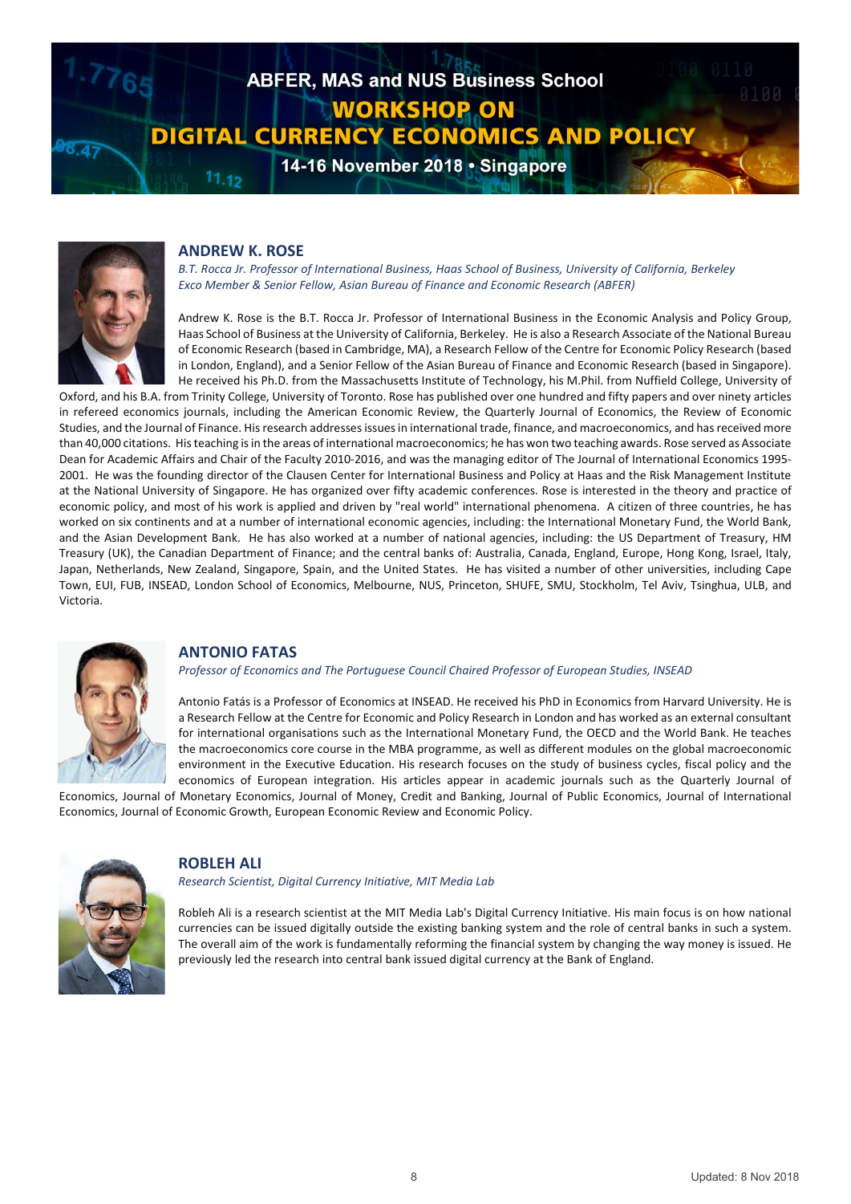## ANDREW K. ROSE

*B.T. Rocca Jr. Professor of International Business, Haas School of Business, University of California, Berkeley*
*Exco Member & Senior Fellow, Asian Bureau of Finance and Economic Research (ABFER)*

Andrew K. Rose is the B.T. Rocca Jr. Professor of International Business in the Economic Analysis and Policy Group, Haas School of Business at the University of California, Berkeley. He is also a Research Associate of the National Bureau of Economic Research (based in Cambridge, MA), a Research Fellow of the Centre for Economic Policy Research (based in London, England), and a Senior Fellow of the Asian Bureau of Finance and Economic Research (based in Singapore). He received his Ph.D. from the Massachusetts Institute of Technology, his M.Phil. from Nuffield College, University of Oxford, and his B.A. from Trinity College, University of Toronto. Rose has published over one hundred and fifty papers and over ninety articles in refereed economics journals, including the American Economic Review, the Quarterly Journal of Economics, the Review of Economic Studies, and the Journal of Finance. His research addresses issues in international trade, finance, and macroeconomics, and has received more than 40,000 citations. His teaching is in the areas of international macroeconomics; he has won two teaching awards. Rose served as Associate Dean for Academic Affairs and Chair of the Faculty 2010-2016, and was the managing editor of The Journal of International Economics 1995-2001. He was the founding director of the Clausen Center for International Business and Policy at Haas and the Risk Management Institute at the National University of Singapore. He has organized over fifty academic conferences. Rose is interested in the theory and practice of economic policy, and most of his work is applied and driven by "real world" international phenomena. A citizen of three countries, he has worked on six continents and at a number of international economic agencies, including: the International Monetary Fund, the World Bank, and the Asian Development Bank. He has also worked at a number of national agencies, including: the US Department of Treasury, HM Treasury (UK), the Canadian Department of Finance; and the central banks of: Australia, Canada, England, Europe, Hong Kong, Israel, Italy, Japan, Netherlands, New Zealand, Singapore, Spain, and the United States. He has visited a number of other universities, including Cape Town, EUI, FUB, INSEAD, London School of Economics, Melbourne, NUS, Princeton, SHUFE, SMU, Stockholm, Tel Aviv, Tsinghua, ULB, and Victoria.

## ANTONIO FATAS

*Professor of Economics and The Portuguese Council Chaired Professor of European Studies, INSEAD*

Antonio Fatás is a Professor of Economics at INSEAD. He received his PhD in Economics from Harvard University. He is a Research Fellow at the Centre for Economic and Policy Research in London and has worked as an external consultant for international organisations such as the International Monetary Fund, the OECD and the World Bank. He teaches the macroeconomics core course in the MBA programme, as well as different modules on the global macroeconomic environment in the Executive Education. His research focuses on the study of business cycles, fiscal policy and the economics of European integration. His articles appear in academic journals such as the Quarterly Journal of Economics, Journal of Monetary Economics, Journal of Money, Credit and Banking, Journal of Public Economics, Journal of International Economics, Journal of Economic Growth, European Economic Review and Economic Policy.

## ROBLEH ALI

*Research Scientist, Digital Currency Initiative, MIT Media Lab*

Robleh Ali is a research scientist at the MIT Media Lab's Digital Currency Initiative. His main focus is on how national currencies can be issued digitally outside the existing banking system and the role of central banks in such a system. The overall aim of the work is fundamentally reforming the financial system by changing the way money is issued. He previously led the research into central bank issued digital currency at the Bank of England.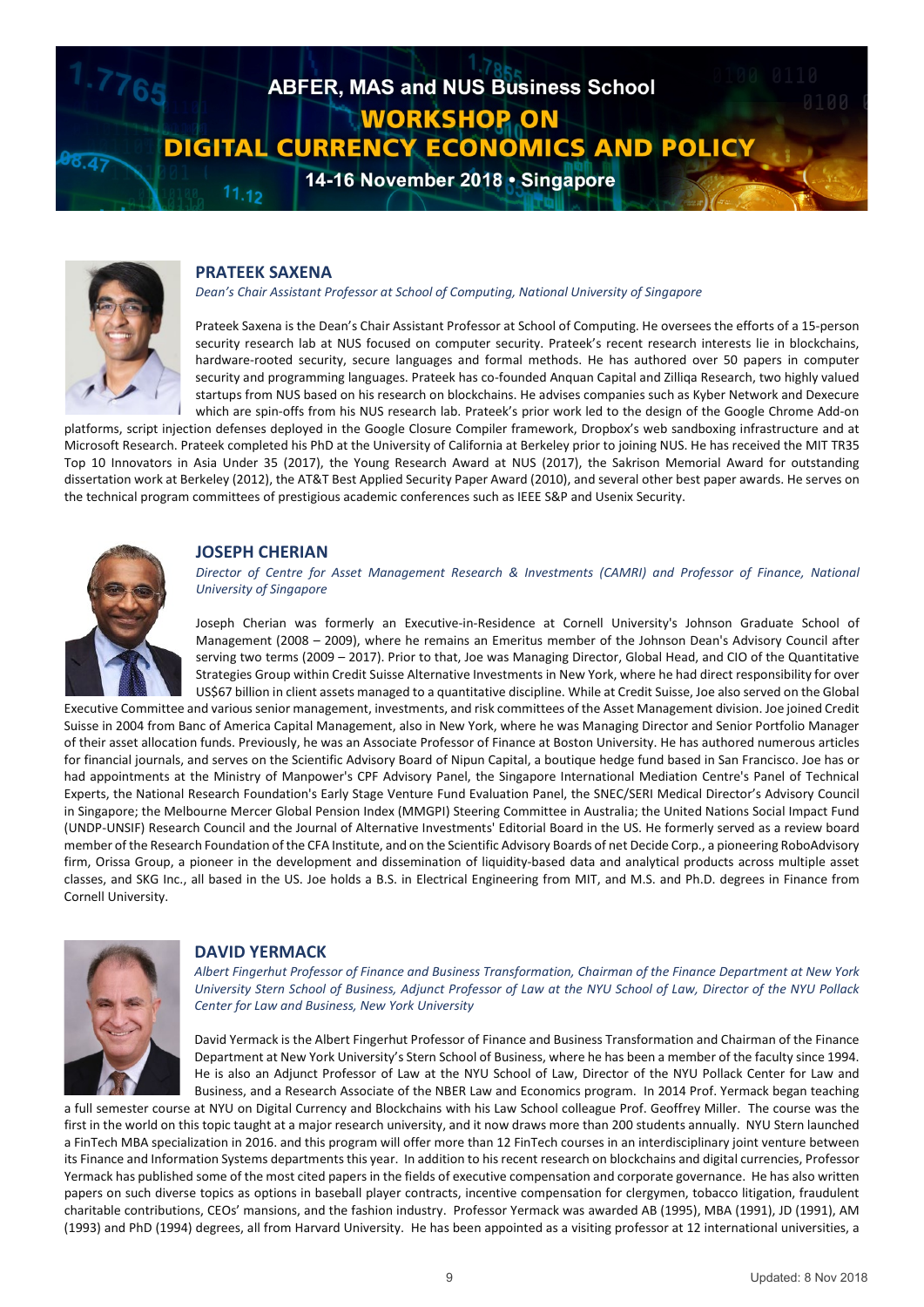## PRATEEK SAXENA

*Dean's Chair Assistant Professor at School of Computing, National University of Singapore*

Prateek Saxena is the Dean's Chair Assistant Professor at School of Computing. He oversees the efforts of a 15-person security research lab at NUS focused on computer security. Prateek's recent research interests lie in blockchains, hardware-rooted security, secure languages and formal methods. He has authored over 50 papers in computer security and programming languages. Prateek has co-founded Anquan Capital and Zilliqa Research, two highly valued startups from NUS based on his research on blockchains. He advises companies such as Kyber Network and Dexecure which are spin-offs from his NUS research lab. Prateek's prior work led to the design of the Google Chrome Add-on platforms, script injection defenses deployed in the Google Closure Compiler framework, Dropbox's web sandboxing infrastructure and at Microsoft Research. Prateek completed his PhD at the University of California at Berkeley prior to joining NUS. He has received the MIT TR35 Top 10 Innovators in Asia Under 35 (2017), the Young Research Award at NUS (2017), the Sakrison Memorial Award for outstanding dissertation work at Berkeley (2012), the AT&T Best Applied Security Paper Award (2010), and several other best paper awards. He serves on the technical program committees of prestigious academic conferences such as IEEE S&P and Usenix Security.

## JOSEPH CHERIAN

*Director of Centre for Asset Management Research & Investments (CAMRI) and Professor of Finance, National University of Singapore*

Joseph Cherian was formerly an Executive-in-Residence at Cornell University's Johnson Graduate School of Management (2008 – 2009), where he remains an Emeritus member of the Johnson Dean's Advisory Council after serving two terms (2009 – 2017). Prior to that, Joe was Managing Director, Global Head, and CIO of the Quantitative Strategies Group within Credit Suisse Alternative Investments in New York, where he had direct responsibility for over US$67 billion in client assets managed to a quantitative discipline. While at Credit Suisse, Joe also served on the Global Executive Committee and various senior management, investments, and risk committees of the Asset Management division. Joe joined Credit Suisse in 2004 from Banc of America Capital Management, also in New York, where he was Managing Director and Senior Portfolio Manager of their asset allocation funds. Previously, he was an Associate Professor of Finance at Boston University. He has authored numerous articles for financial journals, and serves on the Scientific Advisory Board of Nipun Capital, a boutique hedge fund based in San Francisco. Joe has or had appointments at the Ministry of Manpower's CPF Advisory Panel, the Singapore International Mediation Centre's Panel of Technical Experts, the National Research Foundation's Early Stage Venture Fund Evaluation Panel, the SNEC/SERI Medical Director's Advisory Council in Singapore; the Melbourne Mercer Global Pension Index (MMGPI) Steering Committee in Australia; the United Nations Social Impact Fund (UNDP-UNSIF) Research Council and the Journal of Alternative Investments' Editorial Board in the US. He formerly served as a review board member of the Research Foundation of the CFA Institute, and on the Scientific Advisory Boards of net Decide Corp., a pioneering RoboAdvisory firm, Orissa Group, a pioneer in the development and dissemination of liquidity-based data and analytical products across multiple asset classes, and SKG Inc., all based in the US. Joe holds a B.S. in Electrical Engineering from MIT, and M.S. and Ph.D. degrees in Finance from Cornell University.

## DAVID YERMACK

*Albert Fingerhut Professor of Finance and Business Transformation, Chairman of the Finance Department at New York University Stern School of Business, Adjunct Professor of Law at the NYU School of Law, Director of the NYU Pollack Center for Law and Business, New York University*

David Yermack is the Albert Fingerhut Professor of Finance and Business Transformation and Chairman of the Finance Department at New York University's Stern School of Business, where he has been a member of the faculty since 1994. He is also an Adjunct Professor of Law at the NYU School of Law, Director of the NYU Pollack Center for Law and Business, and a Research Associate of the NBER Law and Economics program. In 2014 Prof. Yermack began teaching a full semester course at NYU on Digital Currency and Blockchains with his Law School colleague Prof. Geoffrey Miller. The course was the first in the world on this topic taught at a major research university, and it now draws more than 200 students annually. NYU Stern launched a FinTech MBA specialization in 2016. and this program will offer more than 12 FinTech courses in an interdisciplinary joint venture between its Finance and Information Systems departments this year. In addition to his recent research on blockchains and digital currencies, Professor Yermack has published some of the most cited papers in the fields of executive compensation and corporate governance. He has also written papers on such diverse topics as options in baseball player contracts, incentive compensation for clergymen, tobacco litigation, fraudulent charitable contributions, CEOs' mansions, and the fashion industry. Professor Yermack was awarded AB (1995), MBA (1991), JD (1991), AM (1993) and PhD (1994) degrees, all from Harvard University. He has been appointed as a visiting professor at 12 international universities, a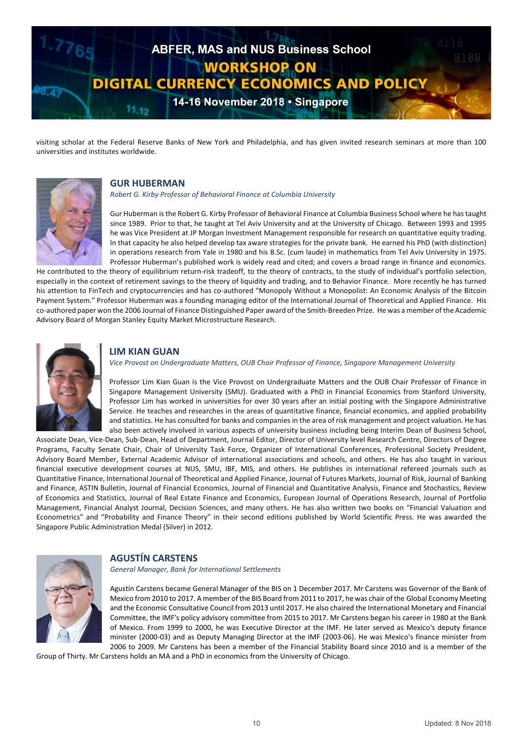visiting scholar at the Federal Reserve Banks of New York and Philadelphia, and has given invited research seminars at more than 100 universities and institutes worldwide.

## GUR HUBERMAN

*Robert G. Kirby Professor of Behavioral Finance at Columbia University*

Gur Huberman is the Robert G. Kirby Professor of Behavioral Finance at Columbia Business School where he has taught since 1989. Prior to that, he taught at Tel Aviv University and at the University of Chicago. Between 1993 and 1995 he was Vice President at JP Morgan Investment Management responsible for research on quantitative equity trading. In that capacity he also helped develop tax aware strategies for the private bank. He earned his PhD (with distinction) in operations research from Yale in 1980 and his B.Sc. (cum laude) in mathematics from Tel Aviv University in 1975. Professor Huberman's published work is widely read and cited; and covers a broad range in finance and economics. He contributed to the theory of equilibrium return-risk tradeoff, to the theory of contracts, to the study of individual's portfolio selection, especially in the context of retirement savings to the theory of liquidity and trading, and to Behavior Finance. More recently he has turned his attention to FinTech and cryptocurrencies and has co-authored "Monopoly Without a Monopolist: An Economic Analysis of the Bitcoin Payment System." Professor Huberman was a founding managing editor of the International Journal of Theoretical and Applied Finance. His co-authored paper won the 2006 Journal of Finance Distinguished Paper award of the Smith-Breeden Prize. He was a member of the Academic Advisory Board of Morgan Stanley Equity Market Microstructure Research.

## LIM KIAN GUAN

*Vice Provost on Undergraduate Matters, OUB Chair Professor of Finance, Singapore Management University*

Professor Lim Kian Guan is the Vice Provost on Undergraduate Matters and the OUB Chair Professor of Finance in Singapore Management University (SMU). Graduated with a PhD in Financial Economics from Stanford University, Professor Lim has worked in universities for over 30 years after an initial posting with the Singapore Administrative Service. He teaches and researches in the areas of quantitative finance, financial economics, and applied probability and statistics. He has consulted for banks and companies in the area of risk management and project valuation. He has also been actively involved in various aspects of university business including being Interim Dean of Business School, Associate Dean, Vice-Dean, Sub-Dean, Head of Department, Journal Editor, Director of University level Research Centre, Directors of Degree Programs, Faculty Senate Chair, Chair of University Task Force, Organizer of International Conferences, Professional Society President, Advisory Board Member, External Academic Advisor of international associations and schools, and others. He has also taught in various financial executive development courses at NUS, SMU, IBF, MIS, and others. He publishes in international refereed journals such as Quantitative Finance, International Journal of Theoretical and Applied Finance, Journal of Futures Markets, Journal of Risk, Journal of Banking and Finance, ASTIN Bulletin, Journal of Financial Economics, Journal of Financial and Quantitative Analysis, Finance and Stochastics, Review of Economics and Statistics, Journal of Real Estate Finance and Economics, European Journal of Operations Research, Journal of Portfolio Management, Financial Analyst Journal, Decision Sciences, and many others. He has also written two books on "Financial Valuation and Econometrics" and "Probability and Finance Theory" in their second editions published by World Scientific Press. He was awarded the Singapore Public Administration Medal (Silver) in 2012.

## AGUSTÍN CARSTENS

*General Manager, Bank for International Settlements*

Agustín Carstens became General Manager of the BIS on 1 December 2017. Mr Carstens was Governor of the Bank of Mexico from 2010 to 2017. A member of the BIS Board from 2011 to 2017, he was chair of the Global Economy Meeting and the Economic Consultative Council from 2013 until 2017. He also chaired the International Monetary and Financial Committee, the IMF's policy advisory committee from 2015 to 2017. Mr Carstens began his career in 1980 at the Bank of Mexico. From 1999 to 2000, he was Executive Director at the IMF. He later served as Mexico's deputy finance minister (2000-03) and as Deputy Managing Director at the IMF (2003-06). He was Mexico's finance minister from 2006 to 2009. Mr Carstens has been a member of the Financial Stability Board since 2010 and is a member of the Group of Thirty. Mr Carstens holds an MA and a PhD in economics from the University of Chicago.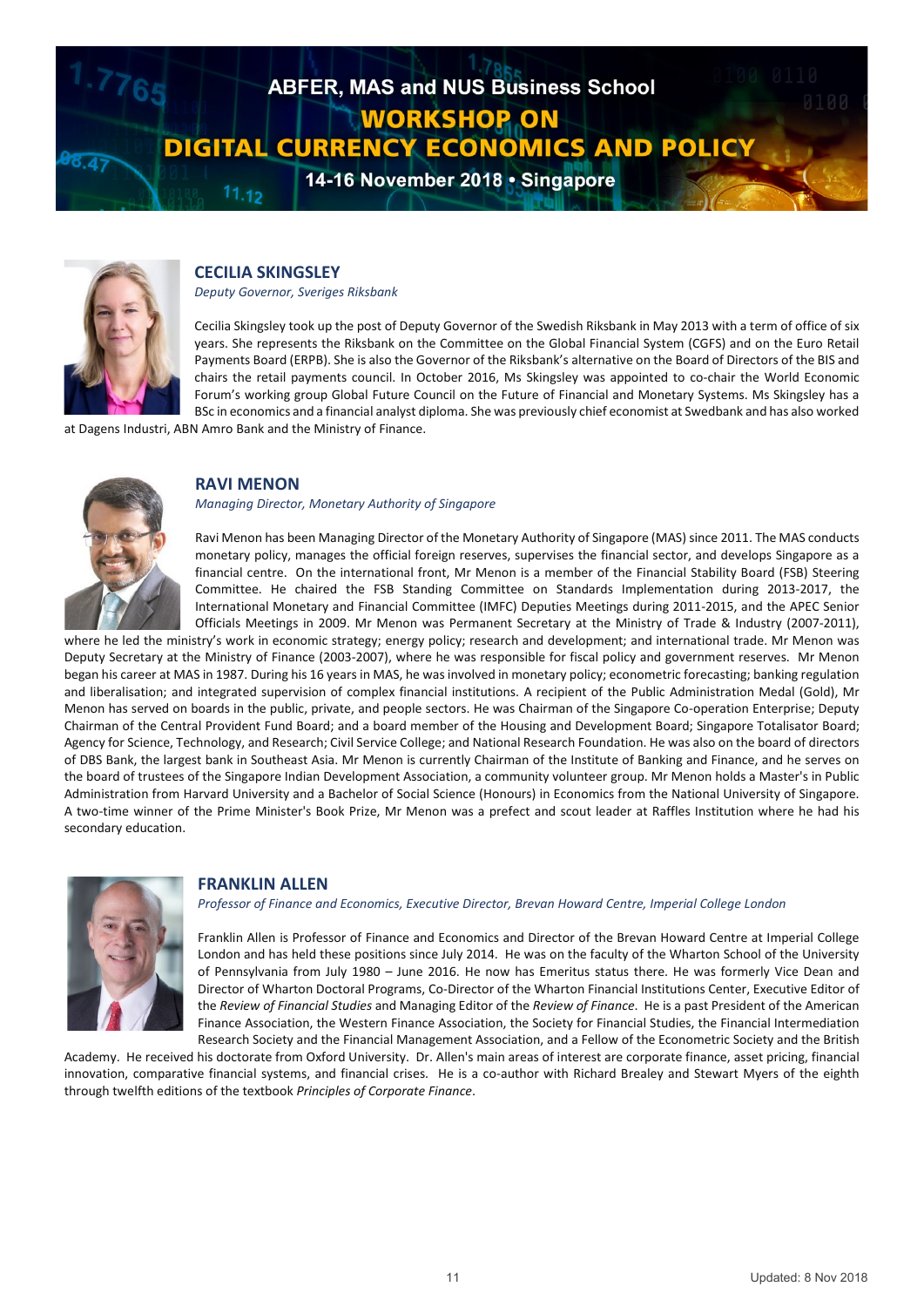# ABFER, MAS and NUS Business School
# WORKSHOP ON DIGITAL CURRENCY ECONOMICS AND POLICY
**14-16 November 2018 • Singapore**

## CECILIA SKINGSLEY

*Deputy Governor, Sveriges Riksbank*

Cecilia Skingsley took up the post of Deputy Governor of the Swedish Riksbank in May 2013 with a term of office of six years. She represents the Riksbank on the Committee on the Global Financial System (CGFS) and on the Euro Retail Payments Board (ERPB). She is also the Governor of the Riksbank's alternative on the Board of Directors of the BIS and chairs the retail payments council. In October 2016, Ms Skingsley was appointed to co-chair the World Economic Forum's working group Global Future Council on the Future of Financial and Monetary Systems. Ms Skingsley has a BSc in economics and a financial analyst diploma. She was previously chief economist at Swedbank and has also worked at Dagens Industri, ABN Amro Bank and the Ministry of Finance.

## RAVI MENON

*Managing Director, Monetary Authority of Singapore*

Ravi Menon has been Managing Director of the Monetary Authority of Singapore (MAS) since 2011. The MAS conducts monetary policy, manages the official foreign reserves, supervises the financial sector, and develops Singapore as a financial centre. On the international front, Mr Menon is a member of the Financial Stability Board (FSB) Steering Committee. He chaired the FSB Standing Committee on Standards Implementation during 2013-2017, the International Monetary and Financial Committee (IMFC) Deputies Meetings during 2011-2015, and the APEC Senior Officials Meetings in 2009. Mr Menon was Permanent Secretary at the Ministry of Trade & Industry (2007-2011), where he led the ministry's work in economic strategy; energy policy; research and development; and international trade. Mr Menon was Deputy Secretary at the Ministry of Finance (2003-2007), where he was responsible for fiscal policy and government reserves. Mr Menon began his career at MAS in 1987. During his 16 years in MAS, he was involved in monetary policy; econometric forecasting; banking regulation and liberalisation; and integrated supervision of complex financial institutions. A recipient of the Public Administration Medal (Gold), Mr Menon has served on boards in the public, private, and people sectors. He was Chairman of the Singapore Co-operation Enterprise; Deputy Chairman of the Central Provident Fund Board; and a board member of the Housing and Development Board; Singapore Totalisator Board; Agency for Science, Technology, and Research; Civil Service College; and National Research Foundation. He was also on the board of directors of DBS Bank, the largest bank in Southeast Asia. Mr Menon is currently Chairman of the Institute of Banking and Finance, and he serves on the board of trustees of the Singapore Indian Development Association, a community volunteer group. Mr Menon holds a Master's in Public Administration from Harvard University and a Bachelor of Social Science (Honours) in Economics from the National University of Singapore. A two-time winner of the Prime Minister's Book Prize, Mr Menon was a prefect and scout leader at Raffles Institution where he had his secondary education.

## FRANKLIN ALLEN

*Professor of Finance and Economics, Executive Director, Brevan Howard Centre, Imperial College London*

Franklin Allen is Professor of Finance and Economics and Director of the Brevan Howard Centre at Imperial College London and has held these positions since July 2014. He was on the faculty of the Wharton School of the University of Pennsylvania from July 1980 – June 2016. He now has Emeritus status there. He was formerly Vice Dean and Director of Wharton Doctoral Programs, Co-Director of the Wharton Financial Institutions Center, Executive Editor of the *Review of Financial Studies* and Managing Editor of the *Review of Finance*. He is a past President of the American Finance Association, the Western Finance Association, the Society for Financial Studies, the Financial Intermediation Research Society and the Financial Management Association, and a Fellow of the Econometric Society and the British Academy. He received his doctorate from Oxford University. Dr. Allen's main areas of interest are corporate finance, asset pricing, financial innovation, comparative financial systems, and financial crises. He is a co-author with Richard Brealey and Stewart Myers of the eighth through twelfth editions of the textbook *Principles of Corporate Finance*.

Updated: 8 Nov 2018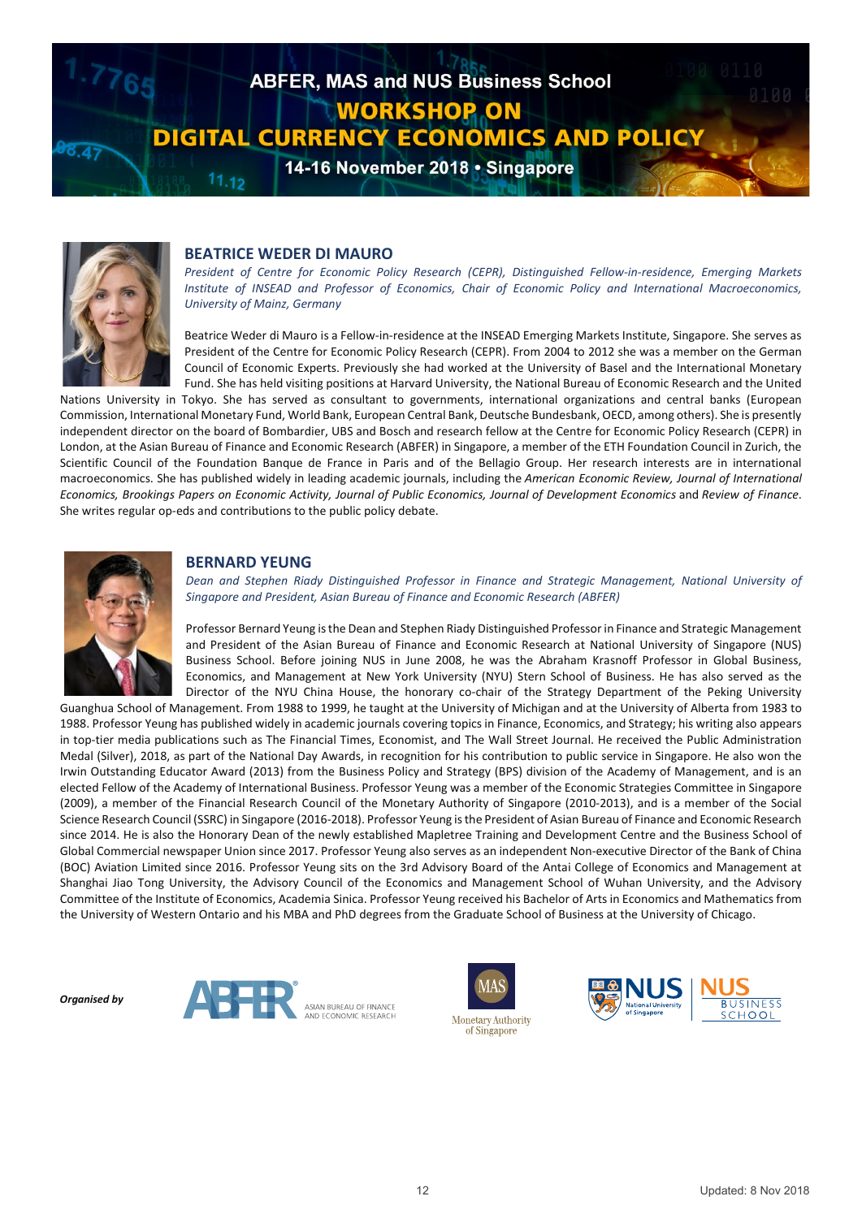# ABFER, MAS and NUS Business School

# WORKSHOP ON DIGITAL CURRENCY ECONOMICS AND POLICY

**14-16 November 2018 • Singapore**

## BEATRICE WEDER DI MAURO

*President of Centre for Economic Policy Research (CEPR), Distinguished Fellow-in-residence, Emerging Markets Institute of INSEAD and Professor of Economics, Chair of Economic Policy and International Macroeconomics, University of Mainz, Germany*

Beatrice Weder di Mauro is a Fellow-in-residence at the INSEAD Emerging Markets Institute, Singapore. She serves as President of the Centre for Economic Policy Research (CEPR). From 2004 to 2012 she was a member on the German Council of Economic Experts. Previously she had worked at the University of Basel and the International Monetary Fund. She has held visiting positions at Harvard University, the National Bureau of Economic Research and the United Nations University in Tokyo. She has served as consultant to governments, international organizations and central banks (European Commission, International Monetary Fund, World Bank, European Central Bank, Deutsche Bundesbank, OECD, among others). She is presently independent director on the board of Bombardier, UBS and Bosch and research fellow at the Centre for Economic Policy Research (CEPR) in London, at the Asian Bureau of Finance and Economic Research (ABFER) in Singapore, a member of the ETH Foundation Council in Zurich, the Scientific Council of the Foundation Banque de France in Paris and of the Bellagio Group. Her research interests are in international macroeconomics. She has published widely in leading academic journals, including the *American Economic Review, Journal of International Economics, Brookings Papers on Economic Activity, Journal of Public Economics, Journal of Development Economics* and *Review of Finance*. She writes regular op-eds and contributions to the public policy debate.

## BERNARD YEUNG

*Dean and Stephen Riady Distinguished Professor in Finance and Strategic Management, National University of Singapore and President, Asian Bureau of Finance and Economic Research (ABFER)*

Professor Bernard Yeung is the Dean and Stephen Riady Distinguished Professor in Finance and Strategic Management and President of the Asian Bureau of Finance and Economic Research at National University of Singapore (NUS) Business School. Before joining NUS in June 2008, he was the Abraham Krasnoff Professor in Global Business, Economics, and Management at New York University (NYU) Stern School of Business. He has also served as the Director of the NYU China House, the honorary co-chair of the Strategy Department of the Peking University Guanghua School of Management. From 1988 to 1999, he taught at the University of Michigan and at the University of Alberta from 1983 to 1988. Professor Yeung has published widely in academic journals covering topics in Finance, Economics, and Strategy; his writing also appears in top-tier media publications such as The Financial Times, Economist, and The Wall Street Journal. He received the Public Administration Medal (Silver), 2018, as part of the National Day Awards, in recognition for his contribution to public service in Singapore. He also won the Irwin Outstanding Educator Award (2013) from the Business Policy and Strategy (BPS) division of the Academy of Management, and is an elected Fellow of the Academy of International Business. Professor Yeung was a member of the Economic Strategies Committee in Singapore (2009), a member of the Financial Research Council of the Monetary Authority of Singapore (2010-2013), and is a member of the Social Science Research Council (SSRC) in Singapore (2016-2018). Professor Yeung is the President of Asian Bureau of Finance and Economic Research since 2014. He is also the Honorary Dean of the newly established Mapletree Training and Development Centre and the Business School of Global Commercial newspaper Union since 2017. Professor Yeung also serves as an independent Non-executive Director of the Bank of China (BOC) Aviation Limited since 2016. Professor Yeung sits on the 3rd Advisory Board of the Antai College of Economics and Management at Shanghai Jiao Tong University, the Advisory Council of the Economics and Management School of Wuhan University, and the Advisory Committee of the Institute of Economics, Academia Sinica. Professor Yeung received his Bachelor of Arts in Economics and Mathematics from the University of Western Ontario and his MBA and PhD degrees from the Graduate School of Business at the University of Chicago.

*Organised by*

ABFER – Asian Bureau of Finance and Economic Research

MAS – Monetary Authority of Singapore

NUS – National University of Singapore | NUS Business School

Updated: 8 Nov 2018